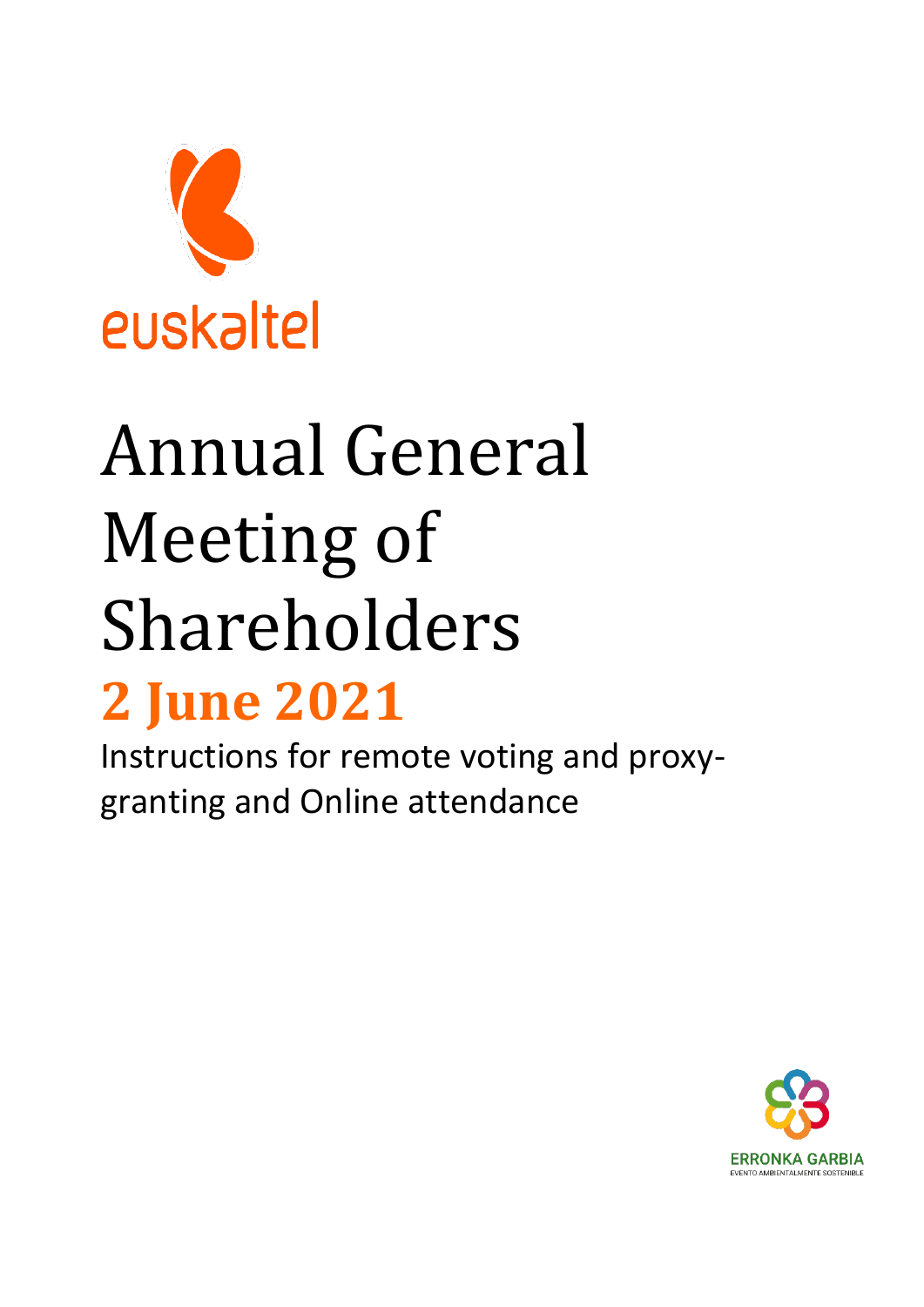euskaltel

# Annual General Meeting of Shareholders

## 2 June 2021

Instructions for remote voting and proxy-granting and Online attendance

ERRONKA GARBIA

EVENTO AMBIENTALMENTE SOSTENIBLE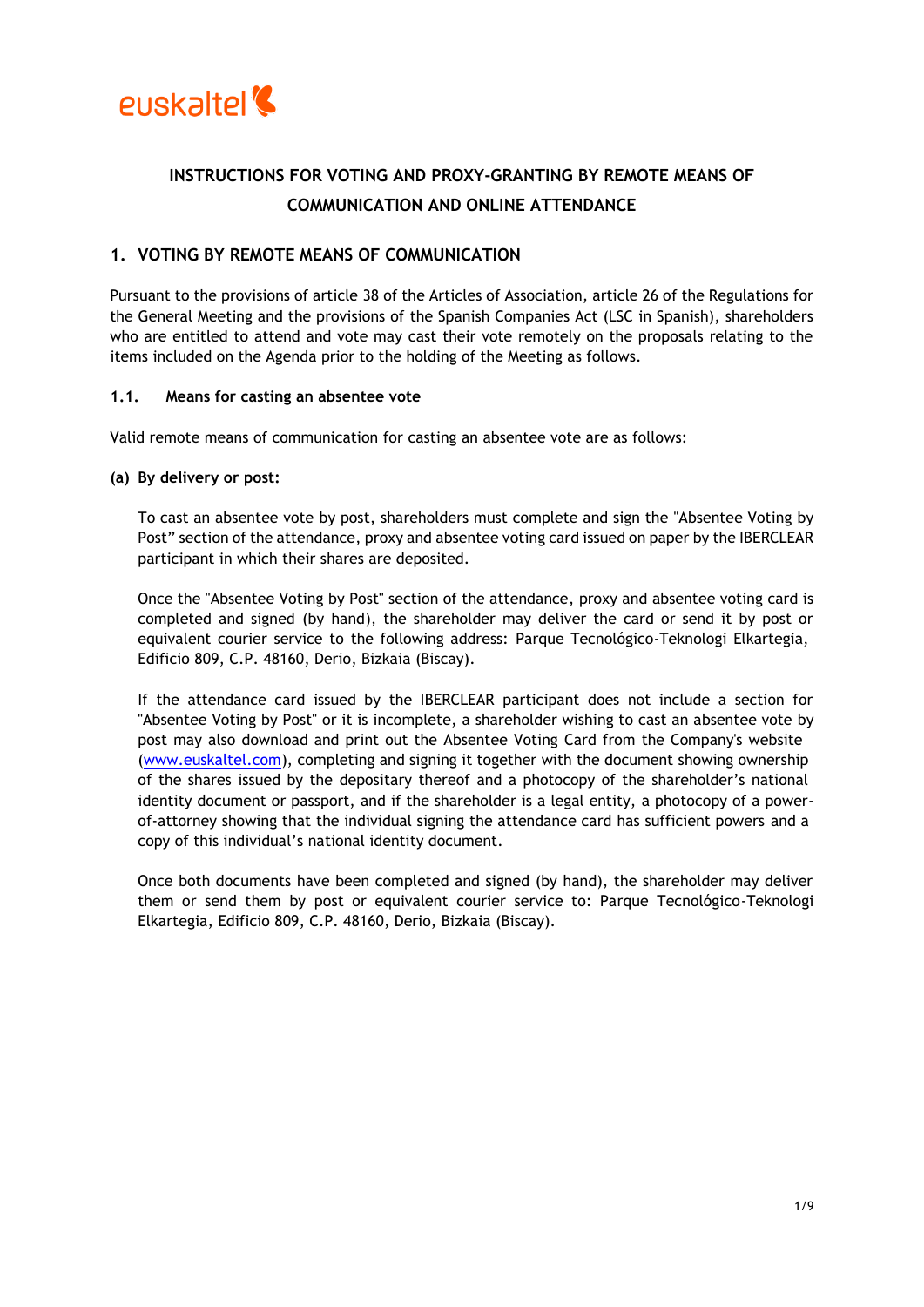# INSTRUCTIONS FOR VOTING AND PROXY-GRANTING BY REMOTE MEANS OF COMMUNICATION AND ONLINE ATTENDANCE

## 1. VOTING BY REMOTE MEANS OF COMMUNICATION

Pursuant to the provisions of article 38 of the Articles of Association, article 26 of the Regulations for the General Meeting and the provisions of the Spanish Companies Act (LSC in Spanish), shareholders who are entitled to attend and vote may cast their vote remotely on the proposals relating to the items included on the Agenda prior to the holding of the Meeting as follows.

### 1.1. Means for casting an absentee vote

Valid remote means of communication for casting an absentee vote are as follows:

**(a) By delivery or post:**

To cast an absentee vote by post, shareholders must complete and sign the "Absentee Voting by Post" section of the attendance, proxy and absentee voting card issued on paper by the IBERCLEAR participant in which their shares are deposited.

Once the "Absentee Voting by Post" section of the attendance, proxy and absentee voting card is completed and signed (by hand), the shareholder may deliver the card or send it by post or equivalent courier service to the following address: Parque Tecnológico-Teknologi Elkartegia, Edificio 809, C.P. 48160, Derio, Bizkaia (Biscay).

If the attendance card issued by the IBERCLEAR participant does not include a section for "Absentee Voting by Post" or it is incomplete, a shareholder wishing to cast an absentee vote by post may also download and print out the Absentee Voting Card from the Company's website (www.euskaltel.com), completing and signing it together with the document showing ownership of the shares issued by the depositary thereof and a photocopy of the shareholder's national identity document or passport, and if the shareholder is a legal entity, a photocopy of a power-of-attorney showing that the individual signing the attendance card has sufficient powers and a copy of this individual's national identity document.

Once both documents have been completed and signed (by hand), the shareholder may deliver them or send them by post or equivalent courier service to: Parque Tecnológico-Teknologi Elkartegia, Edificio 809, C.P. 48160, Derio, Bizkaia (Biscay).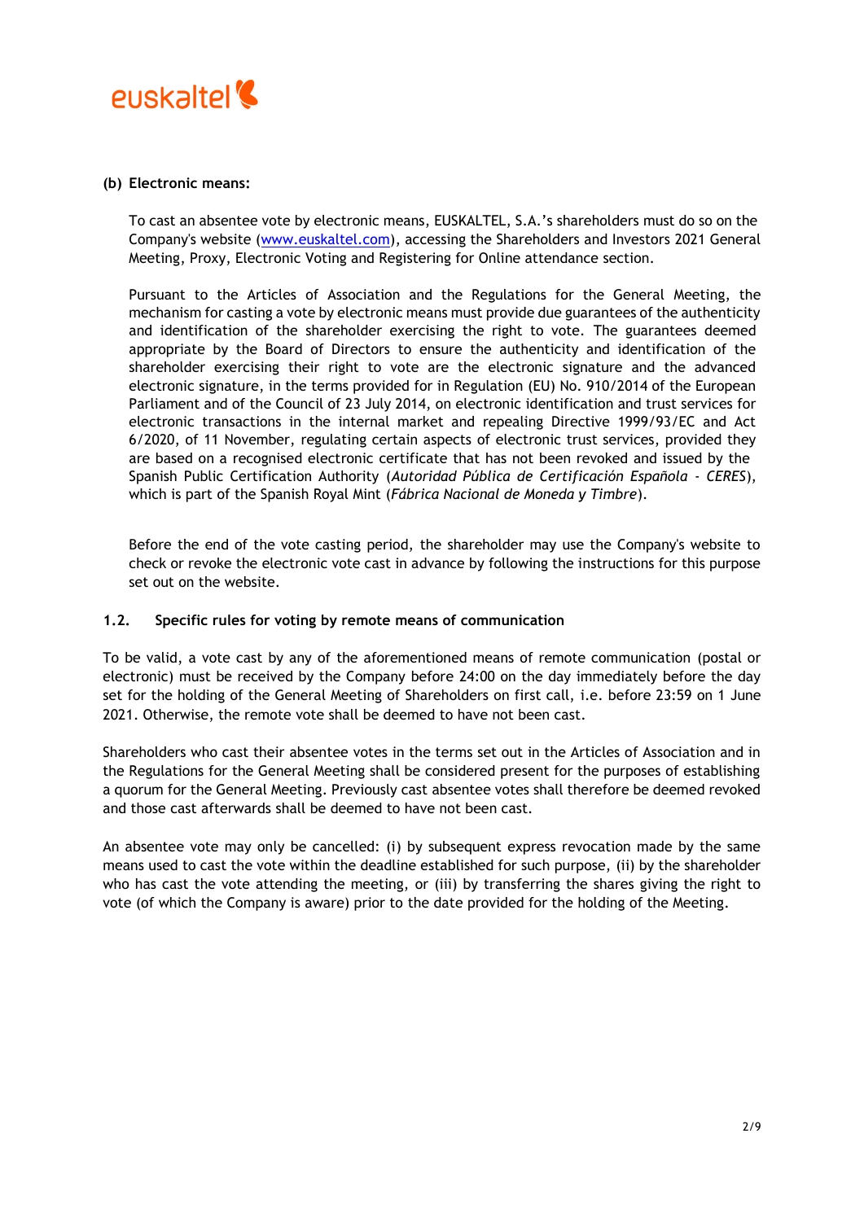**(b) Electronic means:**

To cast an absentee vote by electronic means, EUSKALTEL, S.A.'s shareholders must do so on the Company's website ([www.euskaltel.com](http://www.euskaltel.com)), accessing the Shareholders and Investors 2021 General Meeting, Proxy, Electronic Voting and Registering for Online attendance section.

Pursuant to the Articles of Association and the Regulations for the General Meeting, the mechanism for casting a vote by electronic means must provide due guarantees of the authenticity and identification of the shareholder exercising the right to vote. The guarantees deemed appropriate by the Board of Directors to ensure the authenticity and identification of the shareholder exercising their right to vote are the electronic signature and the advanced electronic signature, in the terms provided for in Regulation (EU) No. 910/2014 of the European Parliament and of the Council of 23 July 2014, on electronic identification and trust services for electronic transactions in the internal market and repealing Directive 1999/93/EC and Act 6/2020, of 11 November, regulating certain aspects of electronic trust services, provided they are based on a recognised electronic certificate that has not been revoked and issued by the Spanish Public Certification Authority (*Autoridad Pública de Certificación Española - CERES*), which is part of the Spanish Royal Mint (*Fábrica Nacional de Moneda y Timbre*).

Before the end of the vote casting period, the shareholder may use the Company's website to check or revoke the electronic vote cast in advance by following the instructions for this purpose set out on the website.

### 1.2. Specific rules for voting by remote means of communication

To be valid, a vote cast by any of the aforementioned means of remote communication (postal or electronic) must be received by the Company before 24:00 on the day immediately before the day set for the holding of the General Meeting of Shareholders on first call, i.e. before 23:59 on 1 June 2021. Otherwise, the remote vote shall be deemed to have not been cast.

Shareholders who cast their absentee votes in the terms set out in the Articles of Association and in the Regulations for the General Meeting shall be considered present for the purposes of establishing a quorum for the General Meeting. Previously cast absentee votes shall therefore be deemed revoked and those cast afterwards shall be deemed to have not been cast.

An absentee vote may only be cancelled: (i) by subsequent express revocation made by the same means used to cast the vote within the deadline established for such purpose, (ii) by the shareholder who has cast the vote attending the meeting, or (iii) by transferring the shares giving the right to vote (of which the Company is aware) prior to the date provided for the holding of the Meeting.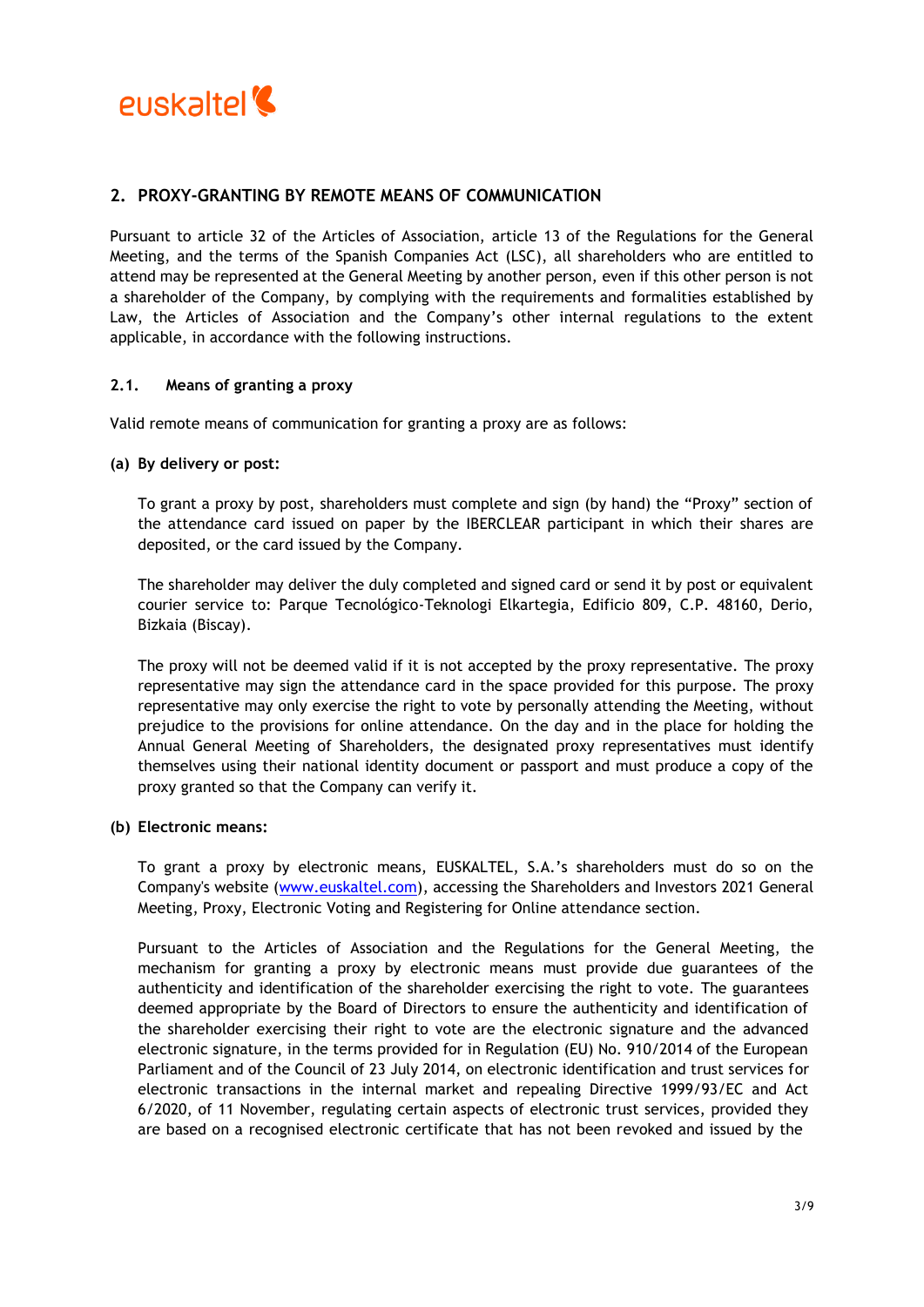## 2. PROXY-GRANTING BY REMOTE MEANS OF COMMUNICATION

Pursuant to article 32 of the Articles of Association, article 13 of the Regulations for the General Meeting, and the terms of the Spanish Companies Act (LSC), all shareholders who are entitled to attend may be represented at the General Meeting by another person, even if this other person is not a shareholder of the Company, by complying with the requirements and formalities established by Law, the Articles of Association and the Company's other internal regulations to the extent applicable, in accordance with the following instructions.

### 2.1. Means of granting a proxy

Valid remote means of communication for granting a proxy are as follows:

**(a) By delivery or post:**

To grant a proxy by post, shareholders must complete and sign (by hand) the "Proxy" section of the attendance card issued on paper by the IBERCLEAR participant in which their shares are deposited, or the card issued by the Company.

The shareholder may deliver the duly completed and signed card or send it by post or equivalent courier service to: Parque Tecnológico-Teknologi Elkartegia, Edificio 809, C.P. 48160, Derio, Bizkaia (Biscay).

The proxy will not be deemed valid if it is not accepted by the proxy representative. The proxy representative may sign the attendance card in the space provided for this purpose. The proxy representative may only exercise the right to vote by personally attending the Meeting, without prejudice to the provisions for online attendance. On the day and in the place for holding the Annual General Meeting of Shareholders, the designated proxy representatives must identify themselves using their national identity document or passport and must produce a copy of the proxy granted so that the Company can verify it.

**(b) Electronic means:**

To grant a proxy by electronic means, EUSKALTEL, S.A.'s shareholders must do so on the Company's website (www.euskaltel.com), accessing the Shareholders and Investors 2021 General Meeting, Proxy, Electronic Voting and Registering for Online attendance section.

Pursuant to the Articles of Association and the Regulations for the General Meeting, the mechanism for granting a proxy by electronic means must provide due guarantees of the authenticity and identification of the shareholder exercising the right to vote. The guarantees deemed appropriate by the Board of Directors to ensure the authenticity and identification of the shareholder exercising their right to vote are the electronic signature and the advanced electronic signature, in the terms provided for in Regulation (EU) No. 910/2014 of the European Parliament and of the Council of 23 July 2014, on electronic identification and trust services for electronic transactions in the internal market and repealing Directive 1999/93/EC and Act 6/2020, of 11 November, regulating certain aspects of electronic trust services, provided they are based on a recognised electronic certificate that has not been revoked and issued by the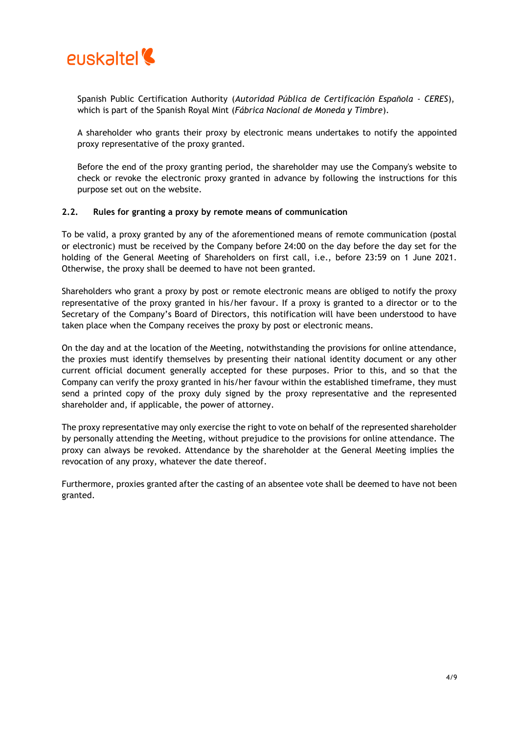Spanish Public Certification Authority (*Autoridad Pública de Certificación Española - CERES*), which is part of the Spanish Royal Mint (*Fábrica Nacional de Moneda y Timbre*).

A shareholder who grants their proxy by electronic means undertakes to notify the appointed proxy representative of the proxy granted.

Before the end of the proxy granting period, the shareholder may use the Company's website to check or revoke the electronic proxy granted in advance by following the instructions for this purpose set out on the website.

### 2.2. Rules for granting a proxy by remote means of communication

To be valid, a proxy granted by any of the aforementioned means of remote communication (postal or electronic) must be received by the Company before 24:00 on the day before the day set for the holding of the General Meeting of Shareholders on first call, i.e., before 23:59 on 1 June 2021. Otherwise, the proxy shall be deemed to have not been granted.

Shareholders who grant a proxy by post or remote electronic means are obliged to notify the proxy representative of the proxy granted in his/her favour. If a proxy is granted to a director or to the Secretary of the Company's Board of Directors, this notification will have been understood to have taken place when the Company receives the proxy by post or electronic means.

On the day and at the location of the Meeting, notwithstanding the provisions for online attendance, the proxies must identify themselves by presenting their national identity document or any other current official document generally accepted for these purposes. Prior to this, and so that the Company can verify the proxy granted in his/her favour within the established timeframe, they must send a printed copy of the proxy duly signed by the proxy representative and the represented shareholder and, if applicable, the power of attorney.

The proxy representative may only exercise the right to vote on behalf of the represented shareholder by personally attending the Meeting, without prejudice to the provisions for online attendance. The proxy can always be revoked. Attendance by the shareholder at the General Meeting implies the revocation of any proxy, whatever the date thereof.

Furthermore, proxies granted after the casting of an absentee vote shall be deemed to have not been granted.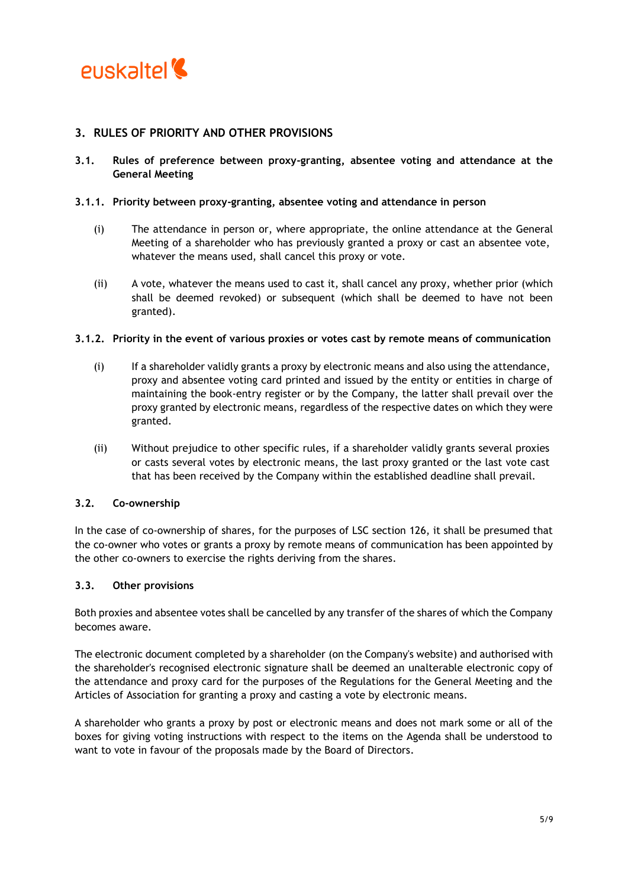## 3. RULES OF PRIORITY AND OTHER PROVISIONS

### 3.1. Rules of preference between proxy-granting, absentee voting and attendance at the General Meeting

#### 3.1.1. Priority between proxy-granting, absentee voting and attendance in person

(i) The attendance in person or, where appropriate, the online attendance at the General Meeting of a shareholder who has previously granted a proxy or cast an absentee vote, whatever the means used, shall cancel this proxy or vote.

(ii) A vote, whatever the means used to cast it, shall cancel any proxy, whether prior (which shall be deemed revoked) or subsequent (which shall be deemed to have not been granted).

#### 3.1.2. Priority in the event of various proxies or votes cast by remote means of communication

(i) If a shareholder validly grants a proxy by electronic means and also using the attendance, proxy and absentee voting card printed and issued by the entity or entities in charge of maintaining the book-entry register or by the Company, the latter shall prevail over the proxy granted by electronic means, regardless of the respective dates on which they were granted.

(ii) Without prejudice to other specific rules, if a shareholder validly grants several proxies or casts several votes by electronic means, the last proxy granted or the last vote cast that has been received by the Company within the established deadline shall prevail.

### 3.2. Co-ownership

In the case of co-ownership of shares, for the purposes of LSC section 126, it shall be presumed that the co-owner who votes or grants a proxy by remote means of communication has been appointed by the other co-owners to exercise the rights deriving from the shares.

### 3.3. Other provisions

Both proxies and absentee votes shall be cancelled by any transfer of the shares of which the Company becomes aware.

The electronic document completed by a shareholder (on the Company's website) and authorised with the shareholder's recognised electronic signature shall be deemed an unalterable electronic copy of the attendance and proxy card for the purposes of the Regulations for the General Meeting and the Articles of Association for granting a proxy and casting a vote by electronic means.

A shareholder who grants a proxy by post or electronic means and does not mark some or all of the boxes for giving voting instructions with respect to the items on the Agenda shall be understood to want to vote in favour of the proposals made by the Board of Directors.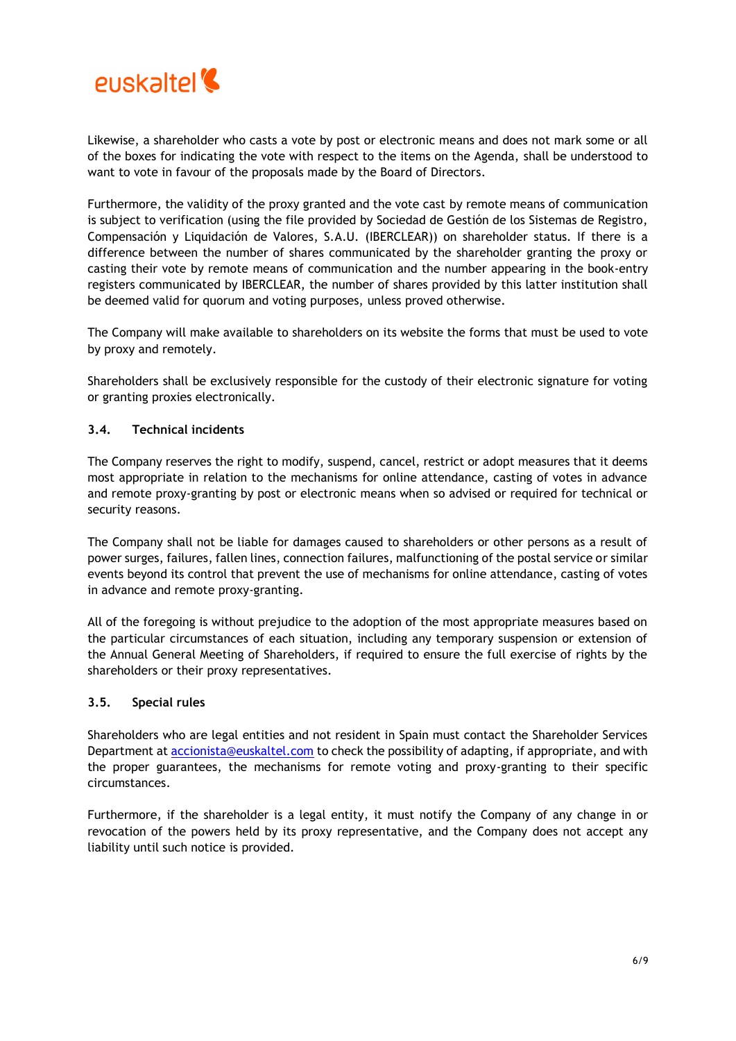Likewise, a shareholder who casts a vote by post or electronic means and does not mark some or all of the boxes for indicating the vote with respect to the items on the Agenda, shall be understood to want to vote in favour of the proposals made by the Board of Directors.

Furthermore, the validity of the proxy granted and the vote cast by remote means of communication is subject to verification (using the file provided by Sociedad de Gestión de los Sistemas de Registro, Compensación y Liquidación de Valores, S.A.U. (IBERCLEAR)) on shareholder status. If there is a difference between the number of shares communicated by the shareholder granting the proxy or casting their vote by remote means of communication and the number appearing in the book-entry registers communicated by IBERCLEAR, the number of shares provided by this latter institution shall be deemed valid for quorum and voting purposes, unless proved otherwise.

The Company will make available to shareholders on its website the forms that must be used to vote by proxy and remotely.

Shareholders shall be exclusively responsible for the custody of their electronic signature for voting or granting proxies electronically.

### 3.4. Technical incidents

The Company reserves the right to modify, suspend, cancel, restrict or adopt measures that it deems most appropriate in relation to the mechanisms for online attendance, casting of votes in advance and remote proxy-granting by post or electronic means when so advised or required for technical or security reasons.

The Company shall not be liable for damages caused to shareholders or other persons as a result of power surges, failures, fallen lines, connection failures, malfunctioning of the postal service or similar events beyond its control that prevent the use of mechanisms for online attendance, casting of votes in advance and remote proxy-granting.

All of the foregoing is without prejudice to the adoption of the most appropriate measures based on the particular circumstances of each situation, including any temporary suspension or extension of the Annual General Meeting of Shareholders, if required to ensure the full exercise of rights by the shareholders or their proxy representatives.

### 3.5. Special rules

Shareholders who are legal entities and not resident in Spain must contact the Shareholder Services Department at accionista@euskaltel.com to check the possibility of adapting, if appropriate, and with the proper guarantees, the mechanisms for remote voting and proxy-granting to their specific circumstances.

Furthermore, if the shareholder is a legal entity, it must notify the Company of any change in or revocation of the powers held by its proxy representative, and the Company does not accept any liability until such notice is provided.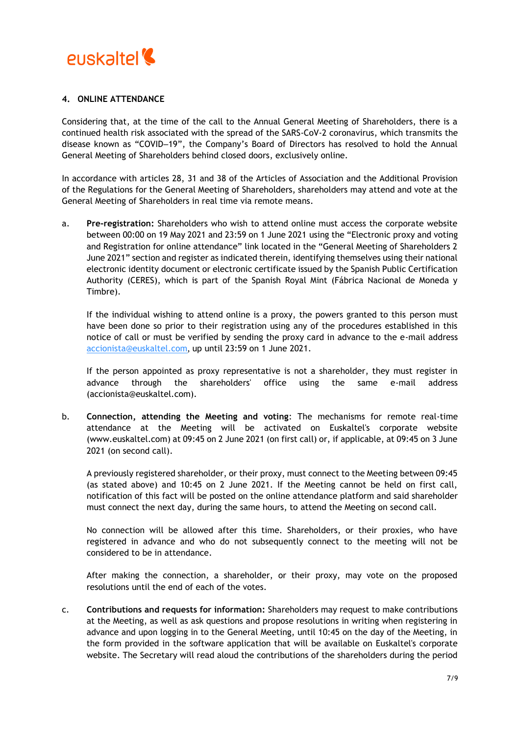## 4. ONLINE ATTENDANCE

Considering that, at the time of the call to the Annual General Meeting of Shareholders, there is a continued health risk associated with the spread of the SARS-CoV-2 coronavirus, which transmits the disease known as "COVID–19", the Company's Board of Directors has resolved to hold the Annual General Meeting of Shareholders behind closed doors, exclusively online.

In accordance with articles 28, 31 and 38 of the Articles of Association and the Additional Provision of the Regulations for the General Meeting of Shareholders, shareholders may attend and vote at the General Meeting of Shareholders in real time via remote means.

a. **Pre-registration:** Shareholders who wish to attend online must access the corporate website between 00:00 on 19 May 2021 and 23:59 on 1 June 2021 using the "Electronic proxy and voting and Registration for online attendance" link located in the "General Meeting of Shareholders 2 June 2021" section and register as indicated therein, identifying themselves using their national electronic identity document or electronic certificate issued by the Spanish Public Certification Authority (CERES), which is part of the Spanish Royal Mint (Fábrica Nacional de Moneda y Timbre).

   If the individual wishing to attend online is a proxy, the powers granted to this person must have been done so prior to their registration using any of the procedures established in this notice of call or must be verified by sending the proxy card in advance to the e-mail address accionista@euskaltel.com, up until 23:59 on 1 June 2021.

   If the person appointed as proxy representative is not a shareholder, they must register in advance through the shareholders' office using the same e-mail address (accionista@euskaltel.com).

b. **Connection, attending the Meeting and voting**: The mechanisms for remote real-time attendance at the Meeting will be activated on Euskaltel's corporate website (www.euskaltel.com) at 09:45 on 2 June 2021 (on first call) or, if applicable, at 09:45 on 3 June 2021 (on second call).

   A previously registered shareholder, or their proxy, must connect to the Meeting between 09:45 (as stated above) and 10:45 on 2 June 2021. If the Meeting cannot be held on first call, notification of this fact will be posted on the online attendance platform and said shareholder must connect the next day, during the same hours, to attend the Meeting on second call.

   No connection will be allowed after this time. Shareholders, or their proxies, who have registered in advance and who do not subsequently connect to the meeting will not be considered to be in attendance.

   After making the connection, a shareholder, or their proxy, may vote on the proposed resolutions until the end of each of the votes.

c. **Contributions and requests for information:** Shareholders may request to make contributions at the Meeting, as well as ask questions and propose resolutions in writing when registering in advance and upon logging in to the General Meeting, until 10:45 on the day of the Meeting, in the form provided in the software application that will be available on Euskaltel's corporate website. The Secretary will read aloud the contributions of the shareholders during the period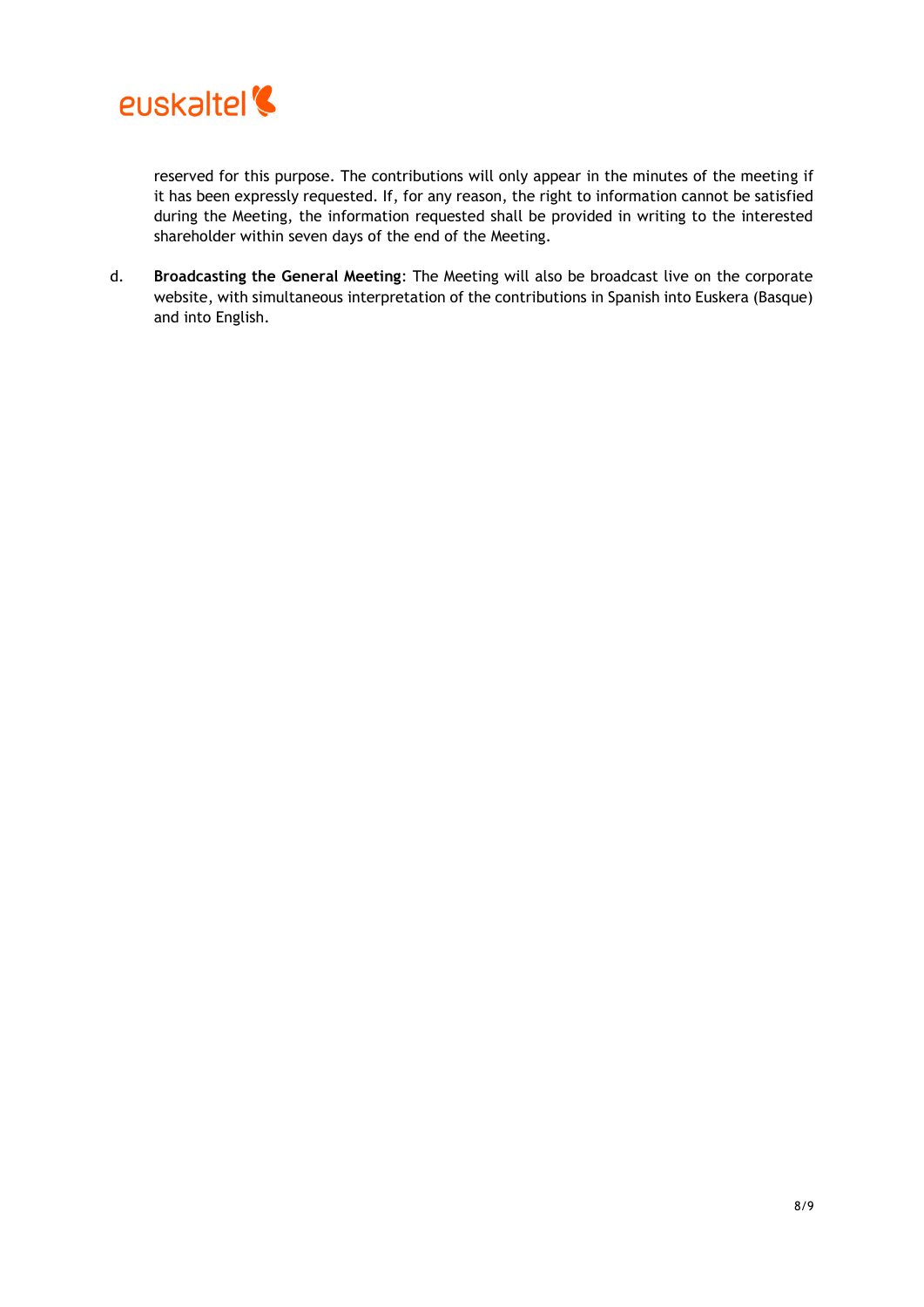reserved for this purpose. The contributions will only appear in the minutes of the meeting if it has been expressly requested. If, for any reason, the right to information cannot be satisfied during the Meeting, the information requested shall be provided in writing to the interested shareholder within seven days of the end of the Meeting.

d. **Broadcasting the General Meeting**: The Meeting will also be broadcast live on the corporate website, with simultaneous interpretation of the contributions in Spanish into Euskera (Basque) and into English.